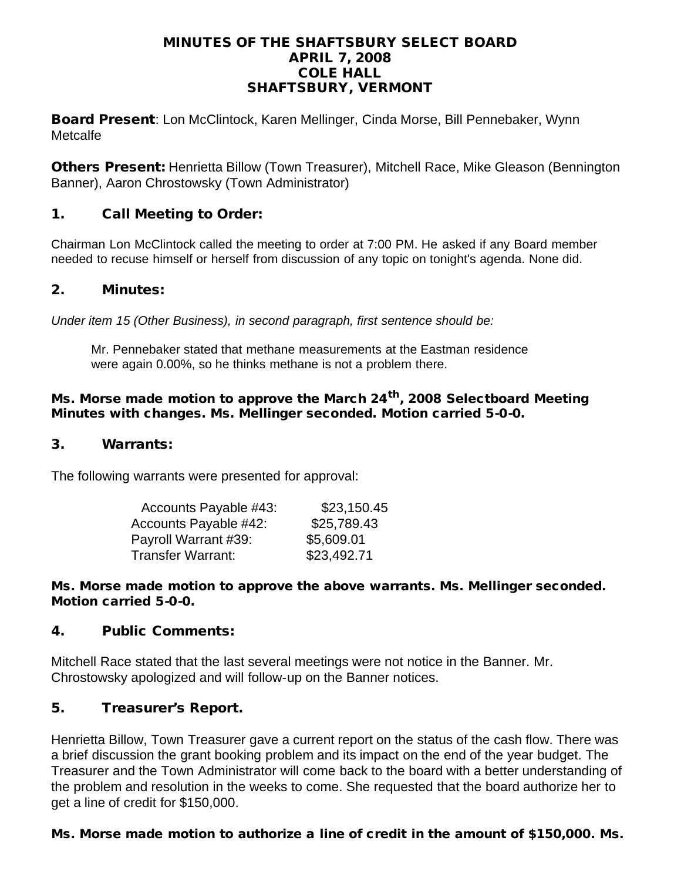# MINUTES OF THE SHAFTSBURY SELECT BOARD
# APRIL 7, 2008
# COLE HALL
# SHAFTSBURY, VERMONT

**Board Present**: Lon McClintock, Karen Mellinger, Cinda Morse, Bill Pennebaker, Wynn Metcalfe

**Others Present:** Henrietta Billow (Town Treasurer), Mitchell Race, Mike Gleason (Bennington Banner), Aaron Chrostowsky (Town Administrator)

## 1. Call Meeting to Order:

Chairman Lon McClintock called the meeting to order at 7:00 PM. He asked if any Board member needed to recuse himself or herself from discussion of any topic on tonight's agenda. None did.

## 2. Minutes:

*Under item 15 (Other Business), in second paragraph, first sentence should be:*

> Mr. Pennebaker stated that methane measurements at the Eastman residence were again 0.00%, so he thinks methane is not a problem there.

**Ms. Morse made motion to approve the March 24th, 2008 Selectboard Meeting Minutes with changes. Ms. Mellinger seconded. Motion carried 5-0-0.**

## 3. Warrants:

The following warrants were presented for approval:

| | |
|---|---|
| Accounts Payable #43: | $23,150.45 |
| Accounts Payable #42: | $25,789.43 |
| Payroll Warrant #39: | $5,609.01 |
| Transfer Warrant: | $23,492.71 |

**Ms. Morse made motion to approve the above warrants. Ms. Mellinger seconded. Motion carried 5-0-0.**

## 4. Public Comments:

Mitchell Race stated that the last several meetings were not notice in the Banner. Mr. Chrostowsky apologized and will follow-up on the Banner notices.

## 5. Treasurer's Report.

Henrietta Billow, Town Treasurer gave a current report on the status of the cash flow. There was a brief discussion the grant booking problem and its impact on the end of the year budget. The Treasurer and the Town Administrator will come back to the board with a better understanding of the problem and resolution in the weeks to come. She requested that the board authorize her to get a line of credit for $150,000.

**Ms. Morse made motion to authorize a line of credit in the amount of $150,000. Ms.**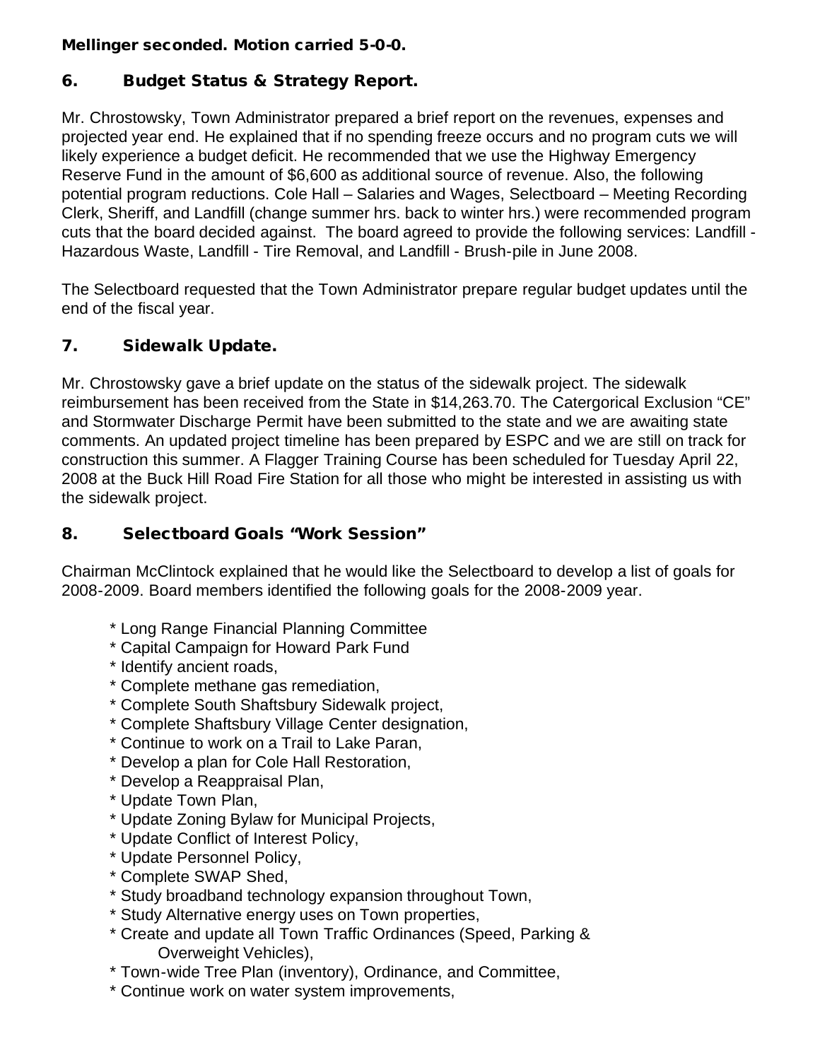**Mellinger seconded. Motion carried 5-0-0.**

## 6. Budget Status & Strategy Report.

Mr. Chrostowsky, Town Administrator prepared a brief report on the revenues, expenses and projected year end. He explained that if no spending freeze occurs and no program cuts we will likely experience a budget deficit. He recommended that we use the Highway Emergency Reserve Fund in the amount of $6,600 as additional source of revenue. Also, the following potential program reductions. Cole Hall – Salaries and Wages, Selectboard – Meeting Recording Clerk, Sheriff, and Landfill (change summer hrs. back to winter hrs.) were recommended program cuts that the board decided against. The board agreed to provide the following services: Landfill - Hazardous Waste, Landfill - Tire Removal, and Landfill - Brush-pile in June 2008.

The Selectboard requested that the Town Administrator prepare regular budget updates until the end of the fiscal year.

## 7. Sidewalk Update.

Mr. Chrostowsky gave a brief update on the status of the sidewalk project. The sidewalk reimbursement has been received from the State in $14,263.70. The Catergorical Exclusion "CE" and Stormwater Discharge Permit have been submitted to the state and we are awaiting state comments. An updated project timeline has been prepared by ESPC and we are still on track for construction this summer. A Flagger Training Course has been scheduled for Tuesday April 22, 2008 at the Buck Hill Road Fire Station for all those who might be interested in assisting us with the sidewalk project.

## 8. Selectboard Goals "Work Session"

Chairman McClintock explained that he would like the Selectboard to develop a list of goals for 2008-2009. Board members identified the following goals for the 2008-2009 year.

* Long Range Financial Planning Committee
* Capital Campaign for Howard Park Fund
* Identify ancient roads,
* Complete methane gas remediation,
* Complete South Shaftsbury Sidewalk project,
* Complete Shaftsbury Village Center designation,
* Continue to work on a Trail to Lake Paran,
* Develop a plan for Cole Hall Restoration,
* Develop a Reappraisal Plan,
* Update Town Plan,
* Update Zoning Bylaw for Municipal Projects,
* Update Conflict of Interest Policy,
* Update Personnel Policy,
* Complete SWAP Shed,
* Study broadband technology expansion throughout Town,
* Study Alternative energy uses on Town properties,
* Create and update all Town Traffic Ordinances (Speed, Parking & Overweight Vehicles),
* Town-wide Tree Plan (inventory), Ordinance, and Committee,
* Continue work on water system improvements,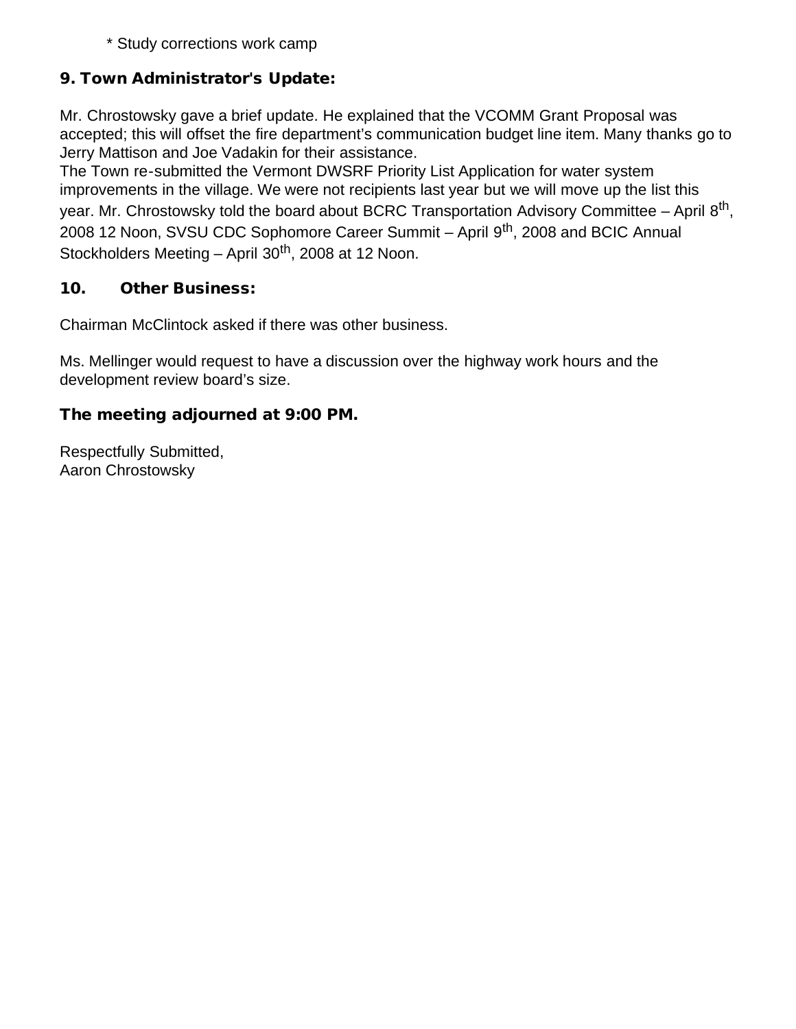* Study corrections work camp

### 9. Town Administrator's Update:

Mr. Chrostowsky gave a brief update. He explained that the VCOMM Grant Proposal was accepted; this will offset the fire department's communication budget line item. Many thanks go to Jerry Mattison and Joe Vadakin for their assistance.
The Town re-submitted the Vermont DWSRF Priority List Application for water system improvements in the village. We were not recipients last year but we will move up the list this year. Mr. Chrostowsky told the board about BCRC Transportation Advisory Committee – April 8th, 2008 12 Noon, SVSU CDC Sophomore Career Summit – April 9th, 2008 and BCIC Annual Stockholders Meeting – April 30th, 2008 at 12 Noon.

### 10. Other Business:

Chairman McClintock asked if there was other business.

Ms. Mellinger would request to have a discussion over the highway work hours and the development review board's size.

### The meeting adjourned at 9:00 PM.

Respectfully Submitted,
Aaron Chrostowsky